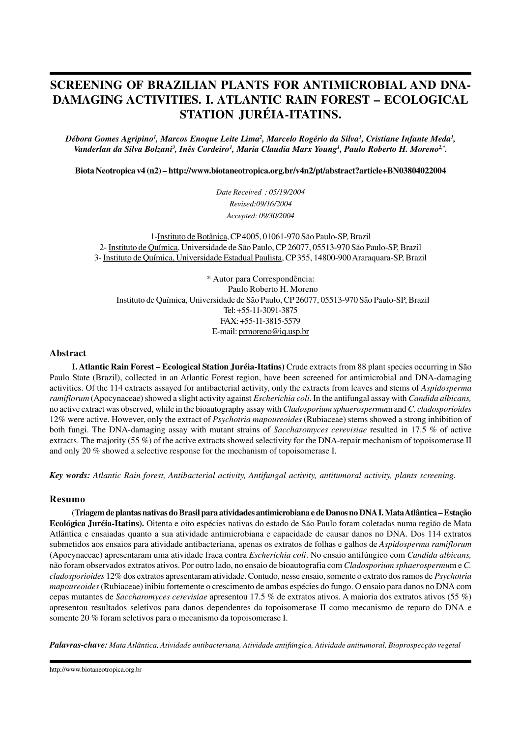# SCREENING OF BRAZILIAN PLANTS FOR ANTIMICROBIAL AND DNA-DAMAGING ACTIVITIES. I. ATLANTIC RAIN FOREST – ECOLOGICAL STATION JURÉIA-ITATINS.

***Débora Gomes Agripino[1], Marcos Enoque Leite Lima[2], Marcelo Rogério da Silva[1], Cristiane Infante Meda[1], Vanderlan da Silva Bolzani[3], Inês Cordeiro[1], Maria Claudia Marx Young[1], Paulo Roberto H. Moreno[2,*].***

**Biota Neotropica v4 (n2) – http://www.biotaneotropica.org.br/v4n2/pt/abstract?article+BN03804022004**

*Date Received : 05/19/2004*
*Revised:09/16/2004*
*Accepted: 09/30/2004*

1-Instituto de Botânica, CP 4005, 01061-970 São Paulo-SP, Brazil
2- Instituto de Química, Universidade de São Paulo, CP 26077, 05513-970 São Paulo-SP, Brazil
3- Instituto de Química, Universidade Estadual Paulista, CP 355, 14800-900 Araraquara-SP, Brazil

\* Autor para Correspondência:
Paulo Roberto H. Moreno
Instituto de Química, Universidade de São Paulo, CP 26077, 05513-970 São Paulo-SP, Brazil
Tel: +55-11-3091-3875
FAX: +55-11-3815-5579
E-mail: prmoreno@iq.usp.br

## Abstract

**I. Atlantic Rain Forest – Ecological Station Juréia-Itatins)** Crude extracts from 88 plant species occurring in São Paulo State (Brazil), collected in an Atlantic Forest region, have been screened for antimicrobial and DNA-damaging activities. Of the 114 extracts assayed for antibacterial activity, only the extracts from leaves and stems of *Aspidosperma ramiflorum* (Apocynaceae) showed a slight activity against *Escherichia coli*. In the antifungal assay with *Candida albicans,* no active extract was observed, while in the bioautography assay with *Cladosporium sphaerospermu*m and *C. cladosporioides* 12% were active. However, only the extract of *Psychotria mapoureoides* (Rubiaceae) stems showed a strong inhibition of both fungi. The DNA-damaging assay with mutant strains of *Saccharomyces cerevisiae* resulted in 17.5 % of active extracts. The majority (55 %) of the active extracts showed selectivity for the DNA-repair mechanism of topoisomerase II and only 20 % showed a selective response for the mechanism of topoisomerase I.

***Key words:*** *Atlantic Rain forest, Antibacterial activity, Antifungal activity, antitumoral activity, plants screening.*

## Resumo

(**Triagem de plantas nativas do Brasil para atividades antimicrobiana e de Danos no DNA I. Mata Atlântica – Estação Ecológica Juréia-Itatins).** Oitenta e oito espécies nativas do estado de São Paulo foram coletadas numa região de Mata Atlântica e ensaiadas quanto a sua atividade antimicrobiana e capacidade de causar danos no DNA. Dos 114 extratos submetidos aos ensaios para atividade antibacteriana, apenas os extratos de folhas e galhos de *Aspidosperma ramiflorum* (Apocynaceae) apresentaram uma atividade fraca contra *Escherichia coli*. No ensaio antifúngico com *Candida albicans,* não foram observados extratos ativos. Por outro lado, no ensaio de bioautografia com *Cladosporium sphaerospermu*m e *C. cladosporioides* 12% dos extratos apresentaram atividade. Contudo, nesse ensaio, somente o extrato dos ramos de *Psychotria mapoureoides* (Rubiaceae) inibiu fortemente o crescimento de ambas espécies do fungo. O ensaio para danos no DNA com cepas mutantes de *Saccharomyces cerevisiae* apresentou 17.5 % de extratos ativos. A maioria dos extratos ativos (55 %) apresentou resultados seletivos para danos dependentes da topoisomerase II como mecanismo de reparo do DNA e somente 20 % foram seletivos para o mecanismo da topoisomerase I.

***Palavras-chave:*** *Mata Atlântica, Atividade antibacteriana, Atividade antifúngica, Atividade antitumoral, Bioprospecção vegetal*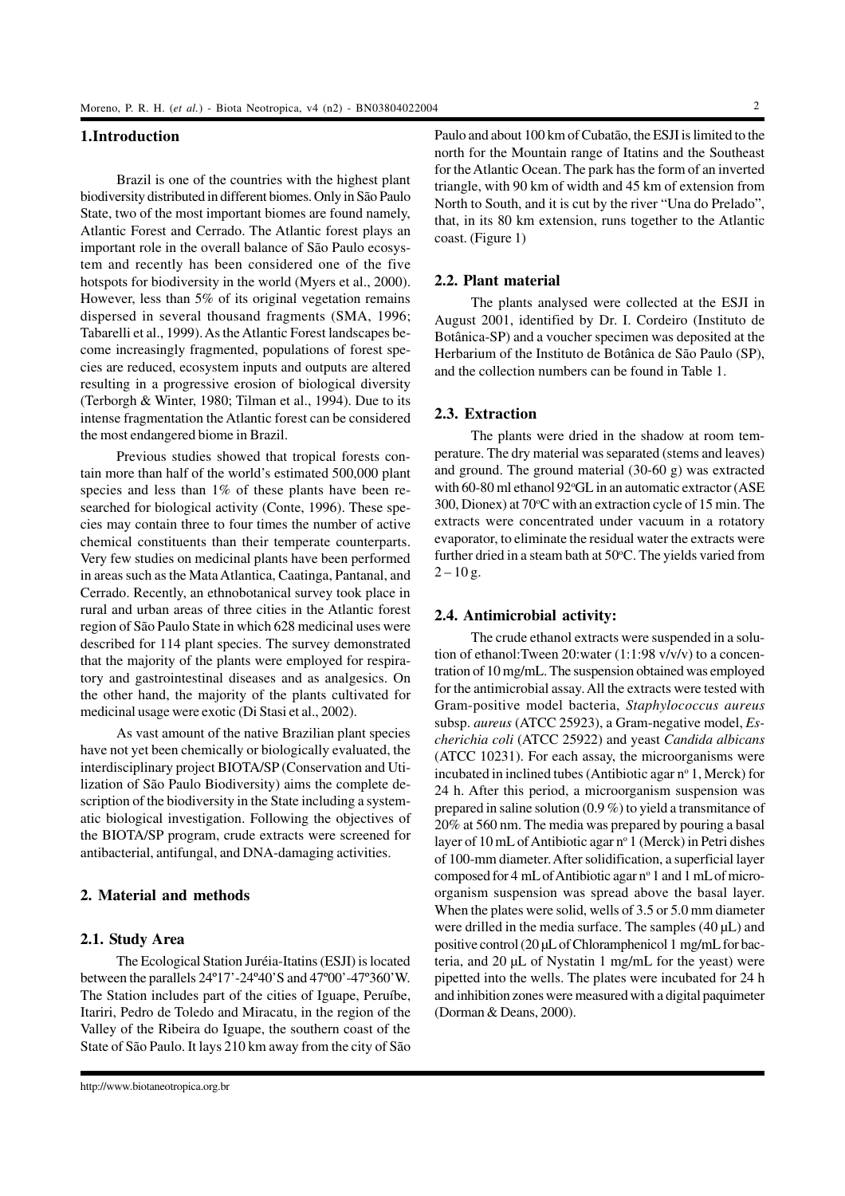## 1.Introduction

Brazil is one of the countries with the highest plant biodiversity distributed in different biomes. Only in São Paulo State, two of the most important biomes are found namely, Atlantic Forest and Cerrado. The Atlantic forest plays an important role in the overall balance of São Paulo ecosystem and recently has been considered one of the five hotspots for biodiversity in the world (Myers et al., 2000). However, less than 5% of its original vegetation remains dispersed in several thousand fragments (SMA, 1996; Tabarelli et al., 1999). As the Atlantic Forest landscapes become increasingly fragmented, populations of forest species are reduced, ecosystem inputs and outputs are altered resulting in a progressive erosion of biological diversity (Terborgh & Winter, 1980; Tilman et al., 1994). Due to its intense fragmentation the Atlantic forest can be considered the most endangered biome in Brazil.

Previous studies showed that tropical forests contain more than half of the world's estimated 500,000 plant species and less than 1% of these plants have been researched for biological activity (Conte, 1996). These species may contain three to four times the number of active chemical constituents than their temperate counterparts. Very few studies on medicinal plants have been performed in areas such as the Mata Atlantica, Caatinga, Pantanal, and Cerrado. Recently, an ethnobotanical survey took place in rural and urban areas of three cities in the Atlantic forest region of São Paulo State in which 628 medicinal uses were described for 114 plant species. The survey demonstrated that the majority of the plants were employed for respiratory and gastrointestinal diseases and as analgesics. On the other hand, the majority of the plants cultivated for medicinal usage were exotic (Di Stasi et al., 2002).

As vast amount of the native Brazilian plant species have not yet been chemically or biologically evaluated, the interdisciplinary project BIOTA/SP (Conservation and Utilization of São Paulo Biodiversity) aims the complete description of the biodiversity in the State including a systematic biological investigation. Following the objectives of the BIOTA/SP program, crude extracts were screened for antibacterial, antifungal, and DNA-damaging activities.

## 2. Material and methods

### 2.1. Study Area

The Ecological Station Juréia-Itatins (ESJI) is located between the parallels 24º17'-24º40'S and 47º00'-47º360'W. The Station includes part of the cities of Iguape, Peruíbe, Itariri, Pedro de Toledo and Miracatu, in the region of the Valley of the Ribeira do Iguape, the southern coast of the State of São Paulo. It lays 210 km away from the city of São Paulo and about 100 km of Cubatão, the ESJI is limited to the north for the Mountain range of Itatins and the Southeast for the Atlantic Ocean. The park has the form of an inverted triangle, with 90 km of width and 45 km of extension from North to South, and it is cut by the river "Una do Prelado", that, in its 80 km extension, runs together to the Atlantic coast. (Figure 1)

### 2.2. Plant material

The plants analysed were collected at the ESJI in August 2001, identified by Dr. I. Cordeiro (Instituto de Botânica-SP) and a voucher specimen was deposited at the Herbarium of the Instituto de Botânica de São Paulo (SP), and the collection numbers can be found in Table 1.

### 2.3. Extraction

The plants were dried in the shadow at room temperature. The dry material was separated (stems and leaves) and ground. The ground material (30-60 g) was extracted with 60-80 ml ethanol 92ºGL in an automatic extractor (ASE 300, Dionex) at 70ºC with an extraction cycle of 15 min. The extracts were concentrated under vacuum in a rotatory evaporator, to eliminate the residual water the extracts were further dried in a steam bath at 50ºC. The yields varied from 2 – 10 g.

### 2.4. Antimicrobial activity:

The crude ethanol extracts were suspended in a solution of ethanol:Tween 20:water (1:1:98 v/v/v) to a concentration of 10 mg/mL. The suspension obtained was employed for the antimicrobial assay. All the extracts were tested with Gram-positive model bacteria, *Staphylococcus aureus* subsp. *aureus* (ATCC 25923), a Gram-negative model, *Escherichia coli* (ATCC 25922) and yeast *Candida albicans* (ATCC 10231). For each assay, the microorganisms were incubated in inclined tubes (Antibiotic agar nº 1, Merck) for 24 h. After this period, a microorganism suspension was prepared in saline solution (0.9 %) to yield a transmitance of 20% at 560 nm. The media was prepared by pouring a basal layer of 10 mL of Antibiotic agar nº 1 (Merck) in Petri dishes of 100-mm diameter. After solidification, a superficial layer composed for 4 mL of Antibiotic agar nº 1 and 1 mL of microorganism suspension was spread above the basal layer. When the plates were solid, wells of 3.5 or 5.0 mm diameter were drilled in the media surface. The samples (40 µL) and positive control (20 µL of Chloramphenicol 1 mg/mL for bacteria, and 20 µL of Nystatin 1 mg/mL for the yeast) were pipetted into the wells. The plates were incubated for 24 h and inhibition zones were measured with a digital paquimeter (Dorman & Deans, 2000).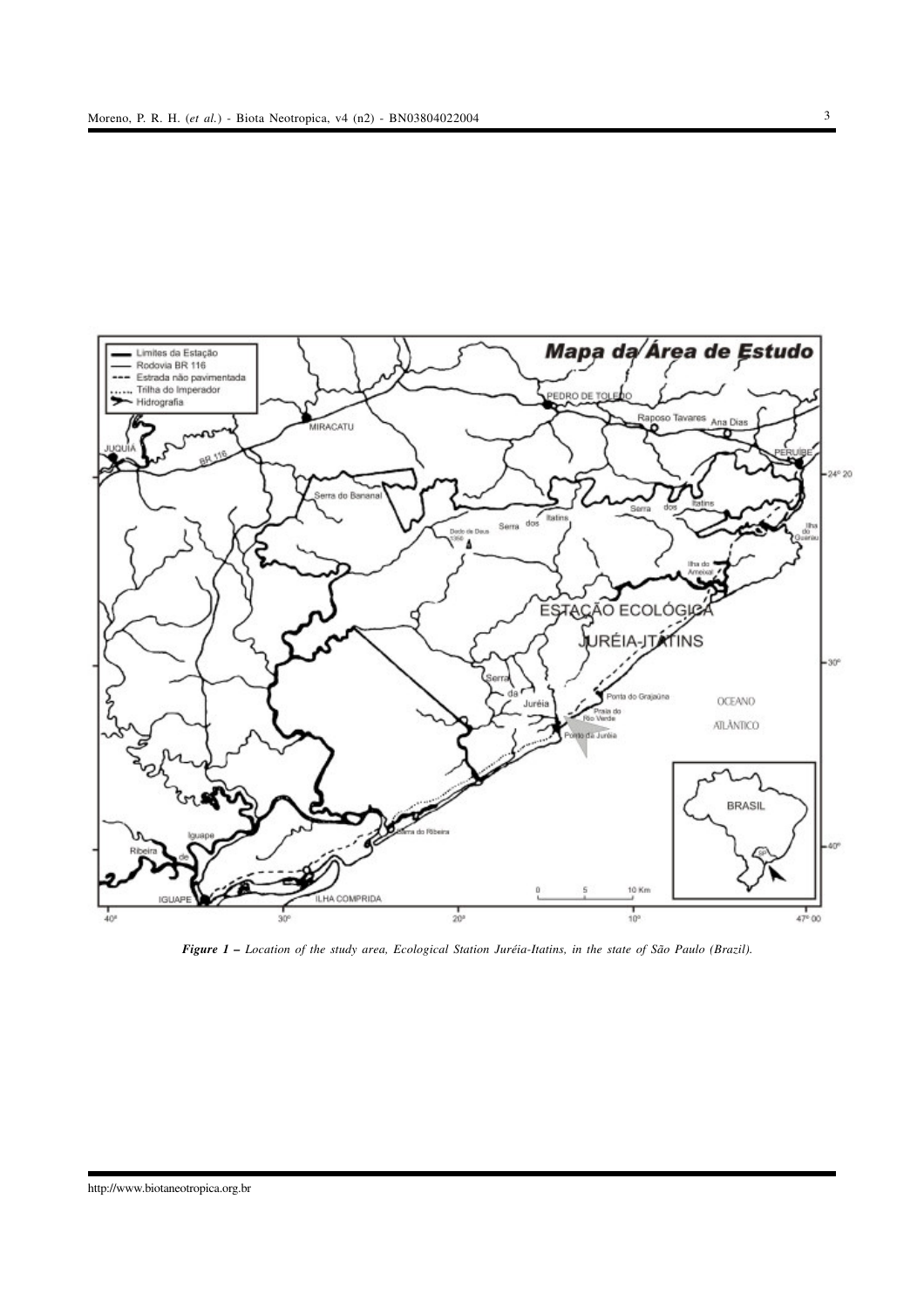*Figure 1 – Location of the study area, Ecological Station Juréia-Itatins, in the state of São Paulo (Brazil).*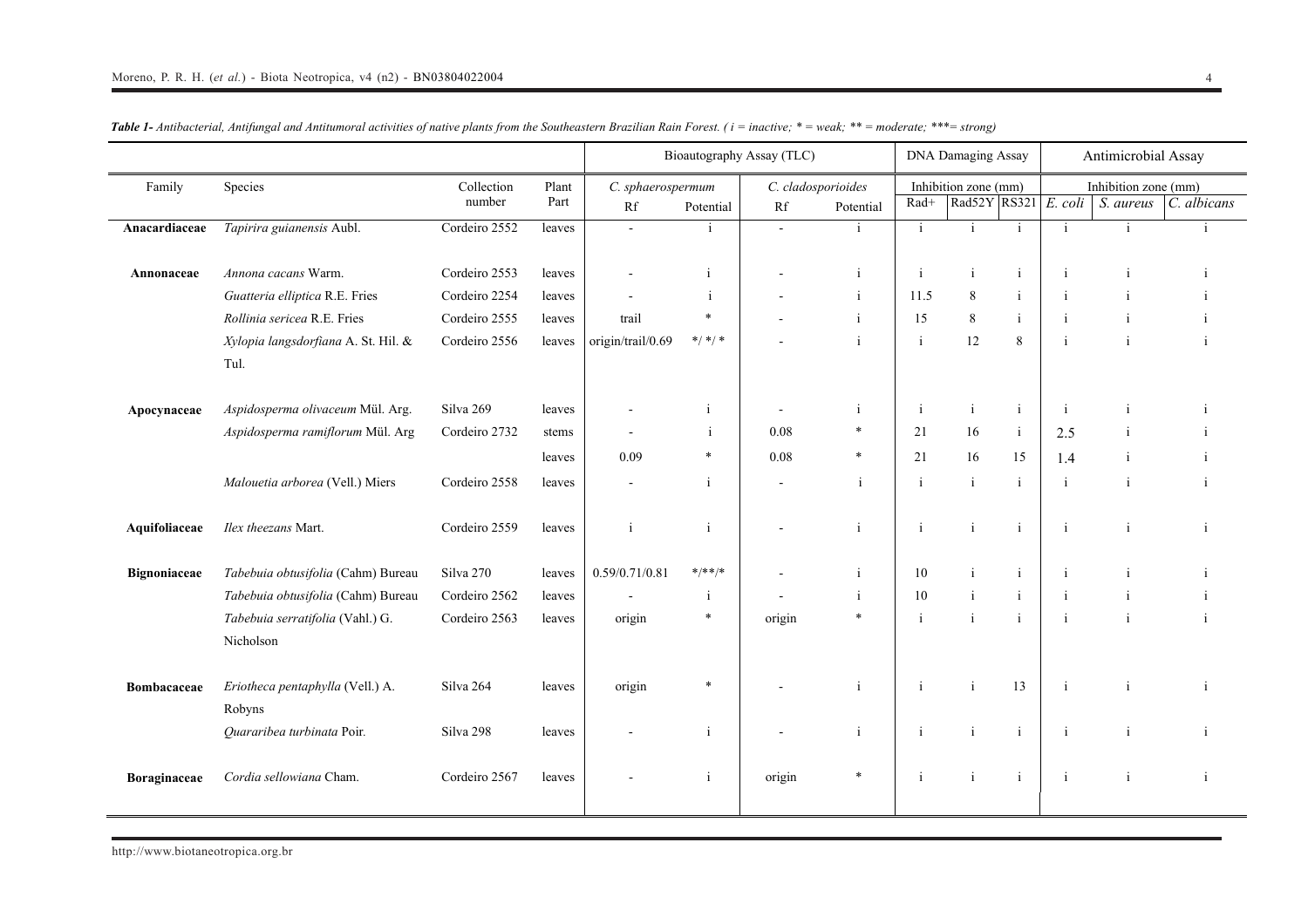***Table 1-*** *Antibacterial, Antifungal and Antitumoral activities of native plants from the Southeastern Brazilian Rain Forest. ( i = inactive; * = weak; ** = moderate; ***= strong)*

| Family | Species | Collection number | Plant Part | Bioautography Assay (TLC) | | | | DNA Damaging Assay | | | Antimicrobial Assay | | |
|---|---|---|---|---|---|---|---|---|---|---|---|---|---|
| | | | | *C. sphaerospermum* | | *C. cladosporioides* | | Inhibition zone (mm) | | | Inhibition zone (mm) | | |
| | | | | Rf | Potential | Rf | Potential | Rad+ | Rad52Y | RS321 | *E. coli* | *S. aureus* | *C. albicans* |
| **Anacardiaceae** | *Tapirira guianensis* Aubl. | Cordeiro 2552 | leaves | - | i | - | i | i | i | i | i | i | i |
| **Annonaceae** | *Annona cacans* Warm. | Cordeiro 2553 | leaves | - | i | - | i | i | i | i | i | i | i |
| | *Guatteria elliptica* R.E. Fries | Cordeiro 2254 | leaves | - | i | - | i | 11.5 | 8 | i | i | i | i |
| | *Rollinia sericea* R.E. Fries | Cordeiro 2555 | leaves | trail | * | - | i | 15 | 8 | i | i | i | i |
| | *Xylopia langsdorfiana* A. St. Hil. & Tul. | Cordeiro 2556 | leaves | origin/trail/0.69 | */ */ * | - | i | i | 12 | 8 | i | i | i |
| **Apocynaceae** | *Aspidosperma olivaceum* Mül. Arg. | Silva 269 | leaves | - | i | - | i | i | i | i | i | i | i |
| | *Aspidosperma ramiflorum* Mül. Arg | Cordeiro 2732 | stems | - | i | 0.08 | * | 21 | 16 | i | 2.5 | i | i |
| | | | leaves | 0.09 | * | 0.08 | * | 21 | 16 | 15 | 1.4 | i | i |
| | *Malouetia arborea* (Vell.) Miers | Cordeiro 2558 | leaves | - | i | - | i | i | i | i | i | i | i |
| **Aquifoliaceae** | *Ilex theezans* Mart. | Cordeiro 2559 | leaves | i | i | - | i | i | i | i | i | i | i |
| **Bignoniaceae** | *Tabebuia obtusifolia* (Cahm) Bureau | Silva 270 | leaves | 0.59/0.71/0.81 | */**/* | - | i | 10 | i | i | i | i | i |
| | *Tabebuia obtusifolia* (Cahm) Bureau | Cordeiro 2562 | leaves | - | i | - | i | 10 | i | i | i | i | i |
| | *Tabebuia serratifolia* (Vahl.) G. Nicholson | Cordeiro 2563 | leaves | origin | * | origin | * | i | i | i | i | i | i |
| **Bombacaceae** | *Eriotheca pentaphylla* (Vell.) A. Robyns | Silva 264 | leaves | origin | * | - | i | i | i | 13 | i | i | i |
| | *Quararibea turbinata* Poir. | Silva 298 | leaves | - | i | - | i | i | i | i | i | i | i |
| **Boraginaceae** | *Cordia sellowiana* Cham. | Cordeiro 2567 | leaves | - | i | origin | * | i | i | i | i | i | i |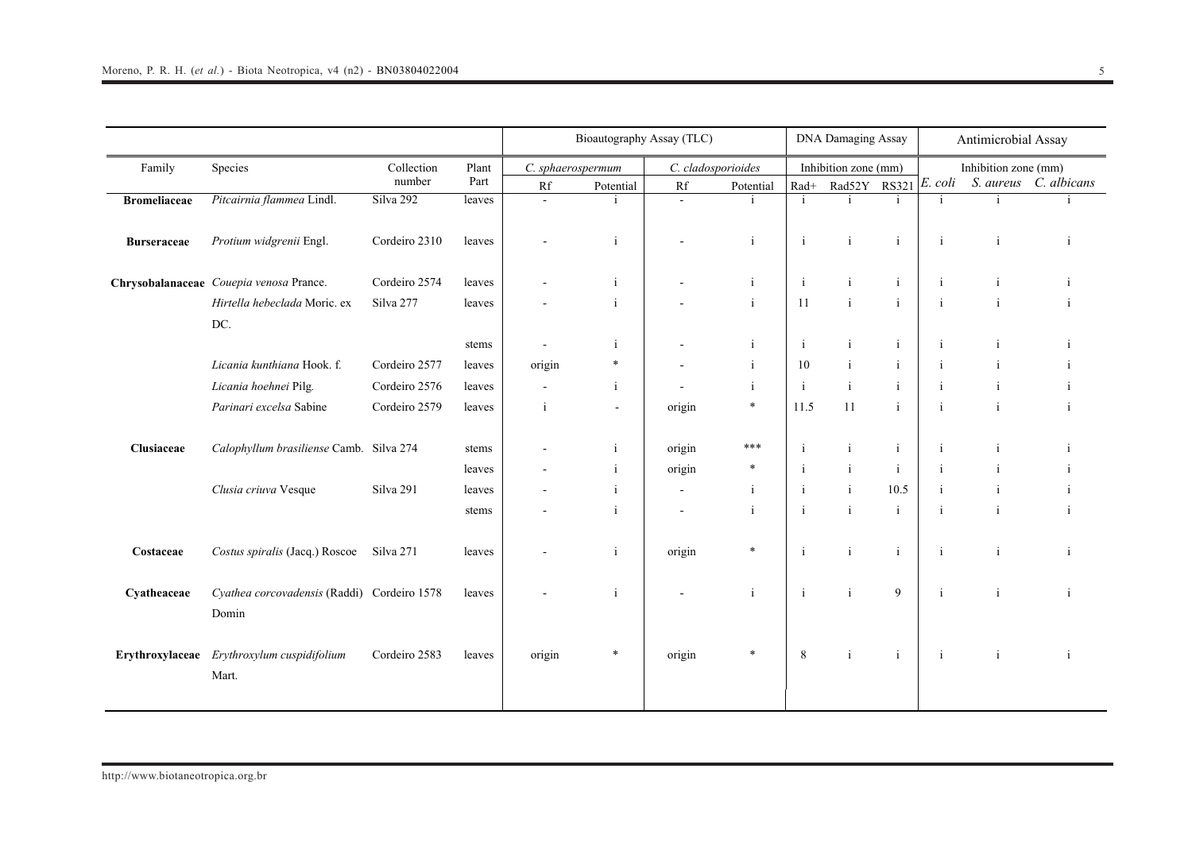| Family | Species | Collection number | Plant Part | Bioautography Assay (TLC) | | | | DNA Damaging Assay | | | Antimicrobial Assay | | |
|---|---|---|---|---|---|---|---|---|---|---|---|---|---|
| | | | | *C. sphaerospermum* | | *C. cladosporioides* | | Inhibition zone (mm) | | | Inhibition zone (mm) | | |
| | | | | Rf | Potential | Rf | Potential | Rad+ | Rad52Y | RS321 | *E. coli* | *S. aureus* | *C. albicans* |
| **Bromeliaceae** | *Pitcairnia flammea* Lindl. | Silva 292 | leaves | - | i | - | i | i | i | i | i | i | i |
| **Burseraceae** | *Protium widgrenii* Engl. | Cordeiro 2310 | leaves | - | i | - | i | i | i | i | i | i | i |
| **Chrysobalanaceae** | *Couepia venosa* Prance. | Cordeiro 2574 | leaves | - | i | - | i | i | i | i | i | i | i |
| | *Hirtella hebeclada* Moric. ex DC. | Silva 277 | leaves | - | i | - | i | 11 | i | i | i | i | i |
| | | | stems | - | i | - | i | i | i | i | i | i | i |
| | *Licania kunthiana* Hook. f. | Cordeiro 2577 | leaves | origin | * | - | i | 10 | i | i | i | i | i |
| | *Licania hoehnei* Pilg. | Cordeiro 2576 | leaves | - | i | - | i | i | i | i | i | i | i |
| | *Parinari excelsa* Sabine | Cordeiro 2579 | leaves | i | - | origin | * | 11.5 | 11 | i | i | i | i |
| **Clusiaceae** | *Calophyllum brasiliense* Camb. | Silva 274 | stems | - | i | origin | *** | i | i | i | i | i | i |
| | | | leaves | - | i | origin | * | i | i | i | i | i | i |
| | *Clusia criuva* Vesque | Silva 291 | leaves | - | i | - | i | i | i | 10.5 | i | i | i |
| | | | stems | - | i | - | i | i | i | i | i | i | i |
| **Costaceae** | *Costus spiralis* (Jacq.) Roscoe | Silva 271 | leaves | - | i | origin | * | i | i | i | i | i | i |
| **Cyatheaceae** | *Cyathea corcovadensis* (Raddi) Domin | Cordeiro 1578 | leaves | - | i | - | i | i | i | 9 | i | i | i |
| **Erythroxylaceae** | *Erythroxylum cuspidifolium* Mart. | Cordeiro 2583 | leaves | origin | * | origin | * | 8 | i | i | i | i | i |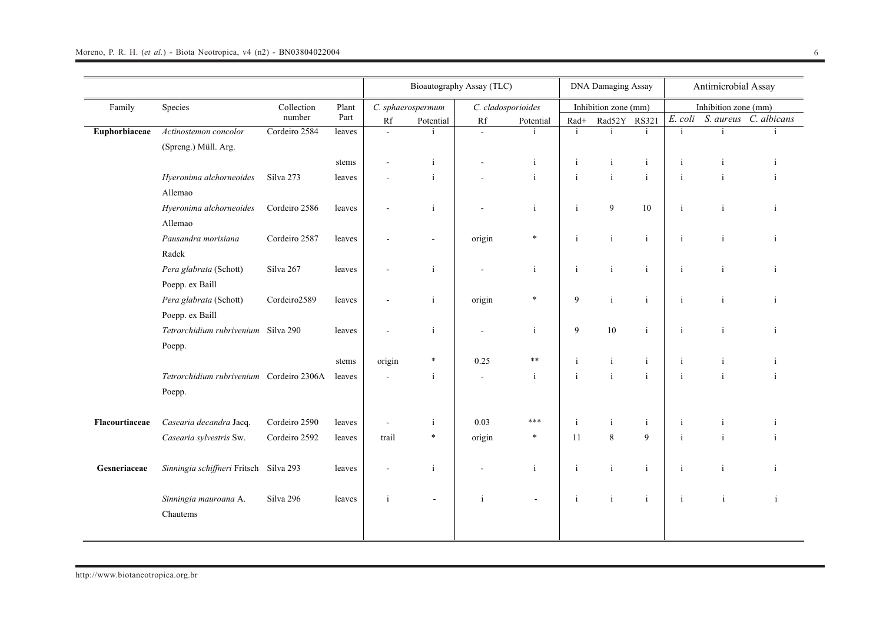| Family | Species | Collection number | Plant Part | Bioautography Assay (TLC) | | | | DNA Damaging Assay | | | Antimicrobial Assay | | |
|---|---|---|---|---|---|---|---|---|---|---|---|---|---|
| | | | | *C. sphaerospermum* | | *C. cladosporioides* | | Inhibition zone (mm) | | | Inhibition zone (mm) | | |
| | | | | Rf | Potential | Rf | Potential | Rad+ | Rad52Y | RS321 | *E. coli* | *S. aureus* | *C. albicans* |
| **Euphorbiaceae** | *Actinostemon concolor* (Spreng.) Müll. Arg. | Cordeiro 2584 | leaves | - | i | - | i | i | i | i | i | i | i |
| | | | stems | - | i | - | i | i | i | i | i | i | i |
| | *Hyeronima alchorneoides* Allemao | Silva 273 | leaves | - | i | - | i | i | i | i | i | i | i |
| | *Hyeronima alchorneoides* Allemao | Cordeiro 2586 | leaves | - | i | - | i | i | 9 | 10 | i | i | i |
| | *Pausandra morisiana* Radek | Cordeiro 2587 | leaves | - | - | origin | * | i | i | i | i | i | i |
| | *Pera glabrata* (Schott) Poepp. ex Baill | Silva 267 | leaves | - | i | - | i | i | i | i | i | i | i |
| | *Pera glabrata* (Schott) Poepp. ex Baill | Cordeiro2589 | leaves | - | i | origin | * | 9 | i | i | i | i | i |
| | *Tetrorchidium rubrivenium* Poepp. | Silva 290 | leaves | - | i | - | i | 9 | 10 | i | i | i | i |
| | | | stems | origin | * | 0.25 | ** | i | i | i | i | i | i |
| | *Tetrorchidium rubrivenium* Poepp. | Cordeiro 2306A | leaves | - | i | - | i | i | i | i | i | i | i |
| **Flacourtiaceae** | *Casearia decandra* Jacq. | Cordeiro 2590 | leaves | - | i | 0.03 | *** | i | i | i | i | i | i |
| | *Casearia sylvestris* Sw. | Cordeiro 2592 | leaves | trail | * | origin | * | 11 | 8 | 9 | i | i | i |
| **Gesneriaceae** | *Sinningia schiffneri* Fritsch | Silva 293 | leaves | - | i | - | i | i | i | i | i | i | i |
| | *Sinningia mauroana* A. Chautems | Silva 296 | leaves | i | - | i | - | i | i | i | i | i | i |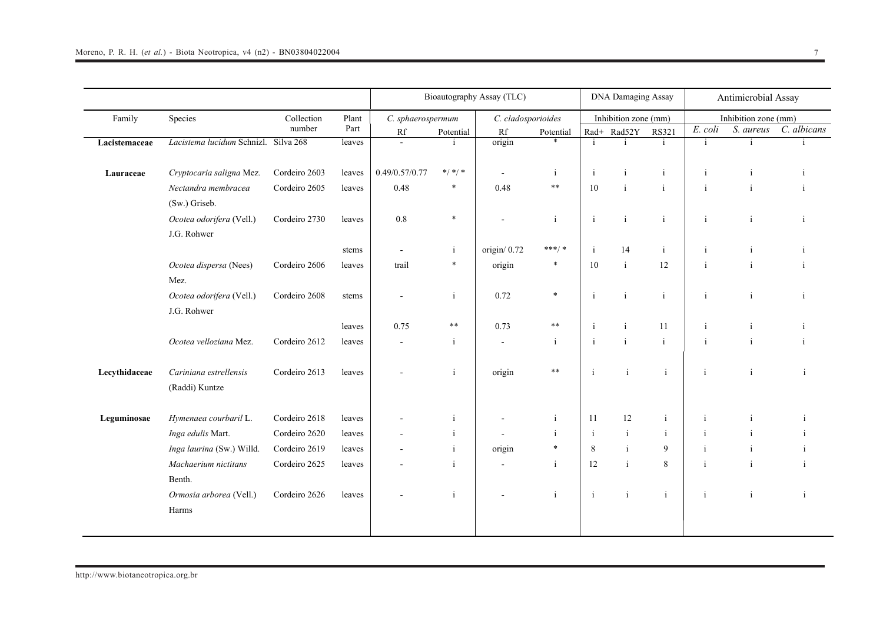| | | | | Bioautography Assay (TLC) | | | | DNA Damaging Assay | | | Antimicrobial Assay | | |
|---|---|---|---|---|---|---|---|---|---|---|---|---|---|
| Family | Species | Collection number | Plant Part | *C. sphaerospermum* | | *C. cladosporioides* | | Inhibition zone (mm) | | | Inhibition zone (mm) | | |
| | | | | Rf | Potential | Rf | Potential | Rad+ | Rad52Y | RS321 | *E. coli* | *S. aureus* | *C. albicans* |
| **Lacistemaceae** | *Lacistema lucidum* Schnizl. | Silva 268 | leaves | - | i | origin | * | i | i | i | i | i | i |
| **Lauraceae** | *Cryptocaria saligna* Mez. | Cordeiro 2603 | leaves | 0.49/0.57/0.77 | */ */ * | - | i | i | i | i | i | i | i |
| | *Nectandra membracea* (Sw.) Griseb. | Cordeiro 2605 | leaves | 0.48 | * | 0.48 | ** | 10 | i | i | i | i | i |
| | *Ocotea odorifera* (Vell.) J.G. Rohwer | Cordeiro 2730 | leaves | 0.8 | * | - | i | i | i | i | i | i | i |
| | | | stems | - | i | origin/ 0.72 | ***/ * | i | 14 | i | i | i | i |
| | *Ocotea dispersa* (Nees) Mez. | Cordeiro 2606 | leaves | trail | * | origin | * | 10 | i | 12 | i | i | i |
| | *Ocotea odorifera* (Vell.) J.G. Rohwer | Cordeiro 2608 | stems | - | i | 0.72 | * | i | i | i | i | i | i |
| | | | leaves | 0.75 | ** | 0.73 | ** | i | i | 11 | i | i | i |
| | *Ocotea velloziana* Mez. | Cordeiro 2612 | leaves | - | i | - | i | i | i | i | i | i | i |
| **Lecythidaceae** | *Cariniana estrellensis* (Raddi) Kuntze | Cordeiro 2613 | leaves | - | i | origin | ** | i | i | i | i | i | i |
| **Leguminosae** | *Hymenaea courbaril* L. | Cordeiro 2618 | leaves | - | i | - | i | 11 | 12 | i | i | i | i |
| | *Inga edulis* Mart. | Cordeiro 2620 | leaves | - | i | - | i | i | i | i | i | i | i |
| | *Inga laurina* (Sw.) Willd. | Cordeiro 2619 | leaves | - | i | origin | * | 8 | i | 9 | i | i | i |
| | *Machaerium nictitans* Benth. | Cordeiro 2625 | leaves | - | i | - | i | 12 | i | 8 | i | i | i |
| | *Ormosia arborea* (Vell.) Harms | Cordeiro 2626 | leaves | - | i | - | i | i | i | i | i | i | i |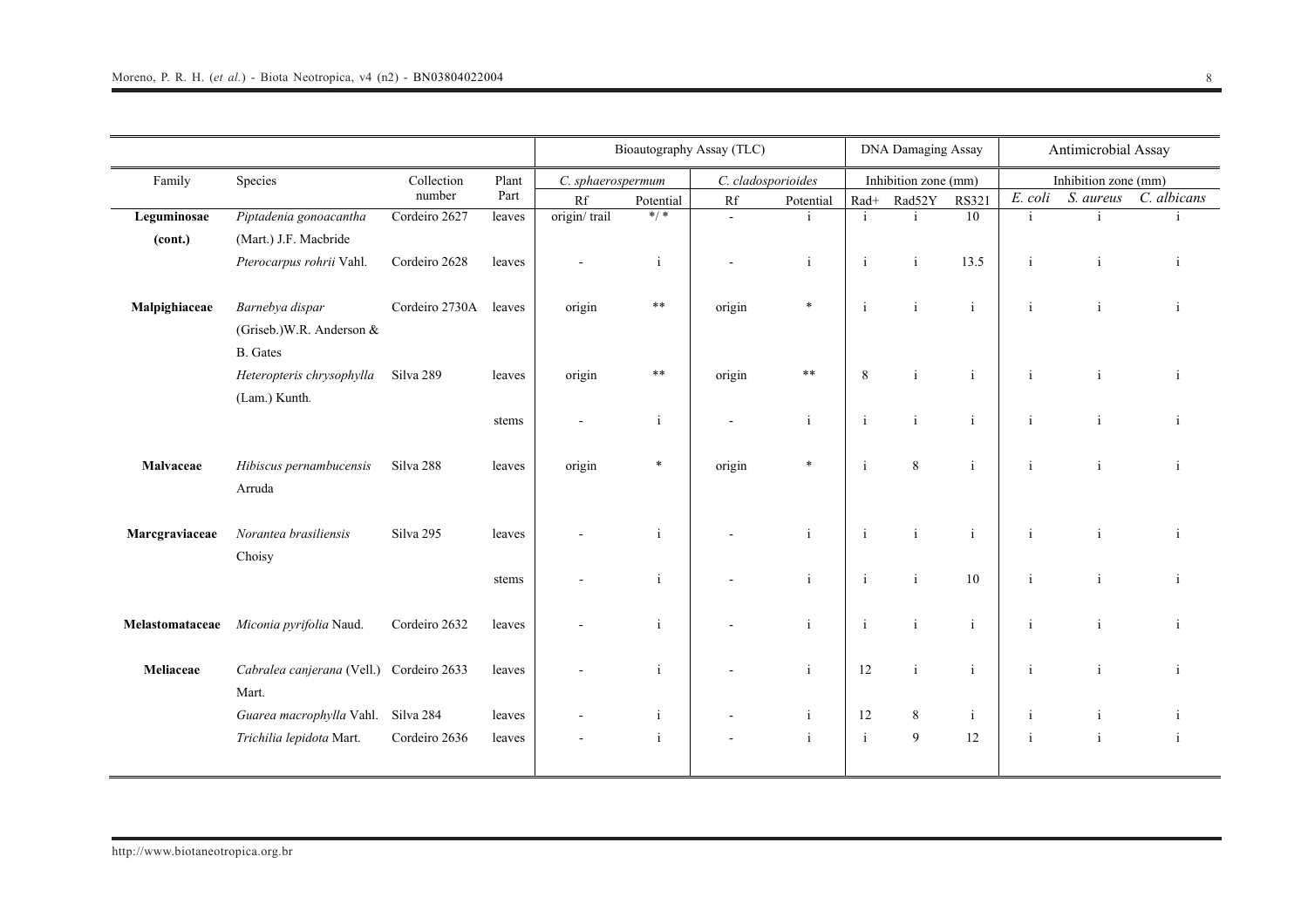| Family | Species | Collection number | Plant Part | Bioautography Assay (TLC) | | | | DNA Damaging Assay | | | Antimicrobial Assay | | |
|---|---|---|---|---|---|---|---|---|---|---|---|---|---|
| | | | | *C. sphaerospermum* | | *C. cladosporioides* | | Inhibition zone (mm) | | | Inhibition zone (mm) | | |
| | | | | Rf | Potential | Rf | Potential | Rad+ | Rad52Y | RS321 | *E. coli* | *S. aureus* | *C. albicans* |
| **Leguminosae (cont.)** | *Piptadenia gonoacantha* (Mart.) J.F. Macbride | Cordeiro 2627 | leaves | origin/ trail | */ * | - | i | i | i | 10 | i | i | i |
| | *Pterocarpus rohrii* Vahl. | Cordeiro 2628 | leaves | - | i | - | i | i | i | 13.5 | i | i | i |
| **Malpighiaceae** | *Barnebya dispar* (Griseb.)W.R. Anderson & B. Gates | Cordeiro 2730A | leaves | origin | ** | origin | * | i | i | i | i | i | i |
| | *Heteropteris chrysophylla* (Lam.) Kunth. | Silva 289 | leaves | origin | ** | origin | ** | 8 | i | i | i | i | i |
| | | | stems | - | i | - | i | i | i | i | i | i | i |
| **Malvaceae** | *Hibiscus pernambucensis* Arruda | Silva 288 | leaves | origin | * | origin | * | i | 8 | i | i | i | i |
| **Marcgraviaceae** | *Norantea brasiliensis* Choisy | Silva 295 | leaves | - | i | - | i | i | i | i | i | i | i |
| | | | stems | - | i | - | i | i | i | 10 | i | i | i |
| **Melastomataceae** | *Miconia pyrifolia* Naud. | Cordeiro 2632 | leaves | - | i | - | i | i | i | i | i | i | i |
| **Meliaceae** | *Cabralea canjerana* (Vell.) Mart. | Cordeiro 2633 | leaves | - | i | - | i | 12 | i | i | i | i | i |
| | *Guarea macrophylla* Vahl. | Silva 284 | leaves | - | i | - | i | 12 | 8 | i | i | i | i |
| | *Trichilia lepidota* Mart. | Cordeiro 2636 | leaves | - | i | - | i | i | 9 | 12 | i | i | i |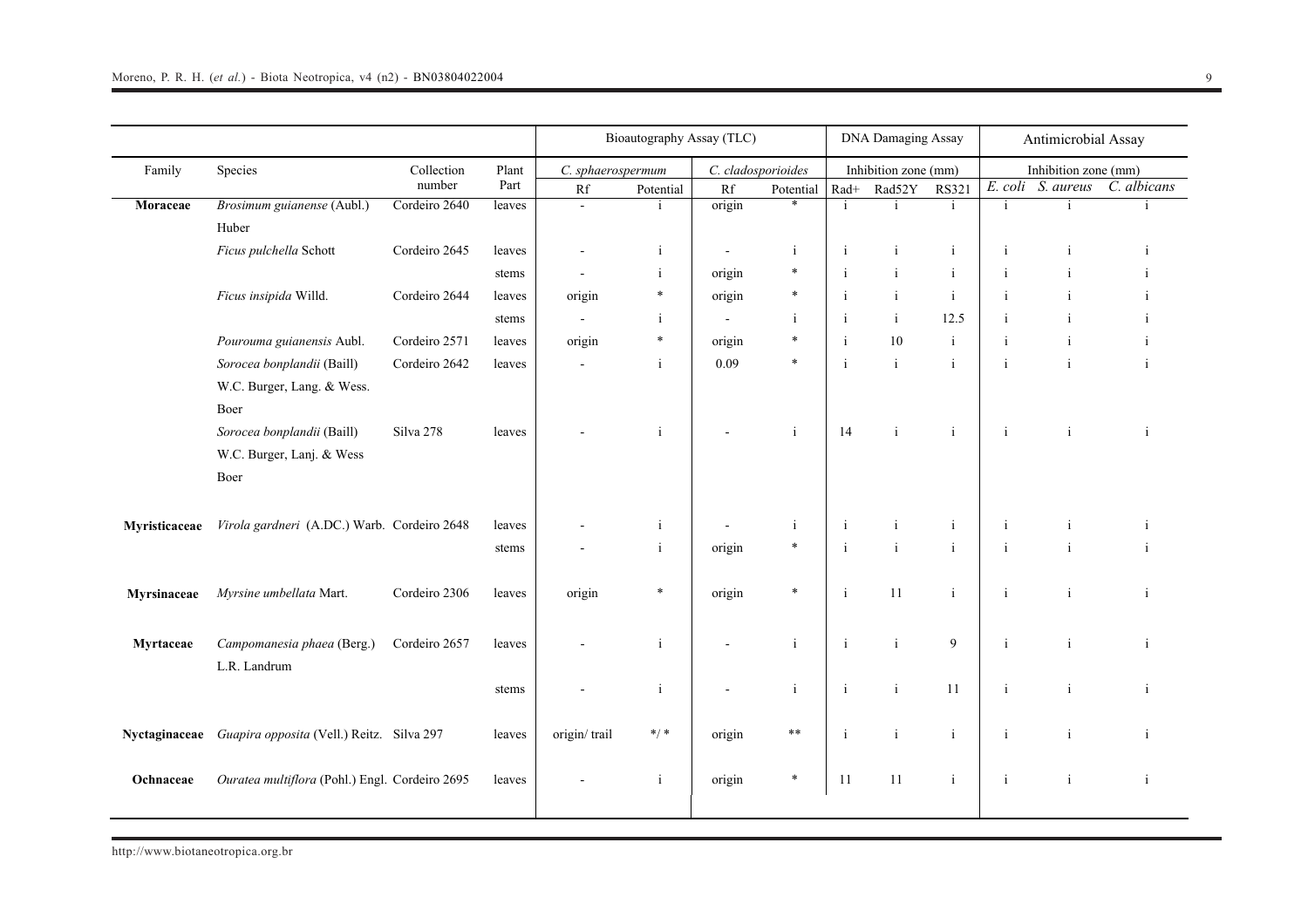| Family | Species | Collection number | Plant Part | Bioautography Assay (TLC) | | | | DNA Damaging Assay | | | Antimicrobial Assay | | |
|---|---|---|---|---|---|---|---|---|---|---|---|---|---|
| | | | | *C. sphaerospermum* | | *C. cladosporioides* | | Inhibition zone (mm) | | | Inhibition zone (mm) | | |
| | | | | Rf | Potential | Rf | Potential | Rad+ | Rad52Y | RS321 | *E. coli* | *S. aureus* | *C. albicans* |
| **Moraceae** | *Brosimum guianense* (Aubl.) Huber | Cordeiro 2640 | leaves | - | i | origin | * | i | i | i | i | i | i |
| | *Ficus pulchella* Schott | Cordeiro 2645 | leaves | - | i | - | i | i | i | i | i | i | i |
| | | | stems | - | i | origin | * | i | i | i | i | i | i |
| | *Ficus insipida* Willd. | Cordeiro 2644 | leaves | origin | * | origin | * | i | i | i | i | i | i |
| | | | stems | - | i | - | i | i | i | 12.5 | i | i | i |
| | *Pourouma guianensis* Aubl. | Cordeiro 2571 | leaves | origin | * | origin | * | i | 10 | i | i | i | i |
| | *Sorocea bonplandii* (Baill) W.C. Burger, Lang. & Wess. Boer | Cordeiro 2642 | leaves | - | i | 0.09 | * | i | i | i | i | i | i |
| | *Sorocea bonplandii* (Baill) W.C. Burger, Lanj. & Wess Boer | Silva 278 | leaves | - | i | - | i | 14 | i | i | i | i | i |
| **Myristicaceae** | *Virola gardneri* (A.DC.) Warb. | Cordeiro 2648 | leaves | - | i | - | i | i | i | i | i | i | i |
| | | | stems | - | i | origin | * | i | i | i | i | i | i |
| **Myrsinaceae** | *Myrsine umbellata* Mart. | Cordeiro 2306 | leaves | origin | * | origin | * | i | 11 | i | i | i | i |
| **Myrtaceae** | *Campomanesia phaea* (Berg.) L.R. Landrum | Cordeiro 2657 | leaves | - | i | - | i | i | i | 9 | i | i | i |
| | | | stems | - | i | - | i | i | i | 11 | i | i | i |
| **Nyctaginaceae** | *Guapira opposita* (Vell.) Reitz. | Silva 297 | leaves | origin/ trail | */ * | origin | ** | i | i | i | i | i | i |
| **Ochnaceae** | *Ouratea multiflora* (Pohl.) Engl. | Cordeiro 2695 | leaves | - | i | origin | * | 11 | 11 | i | i | i | i |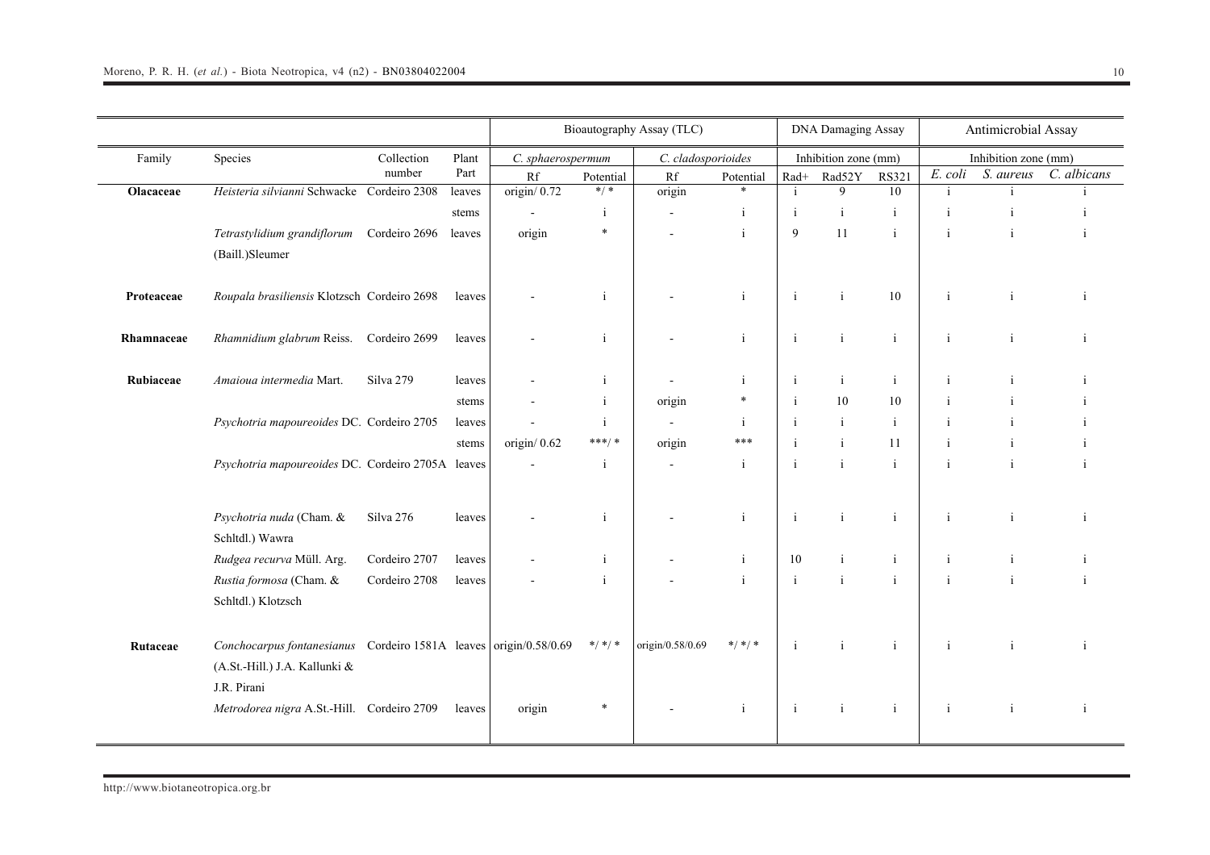| | | | | Bioautography Assay (TLC) | | | | DNA Damaging Assay | | | Antimicrobial Assay | | |
|---|---|---|---|---|---|---|---|---|---|---|---|---|---|
| Family | Species | Collection number | Plant Part | *C. sphaerospermum* | | *C. cladosporioides* | | Inhibition zone (mm) | | | Inhibition zone (mm) | | |
| | | | | Rf | Potential | Rf | Potential | Rad+ | Rad52Y | RS321 | *E. coli* | *S. aureus* | *C. albicans* |
| **Olacaceae** | *Heisteria silvianni* Schwacke | Cordeiro 2308 | leaves | origin/ 0.72 | */ * | origin | * | i | 9 | 10 | i | i | i |
| | | | stems | - | i | - | i | i | i | i | i | i | i |
| | *Tetrastylidium grandiflorum* (Baill.)Sleumer | Cordeiro 2696 | leaves | origin | * | - | i | 9 | 11 | i | i | i | i |
| **Proteaceae** | *Roupala brasiliensis* Klotzsch | Cordeiro 2698 | leaves | - | i | - | i | i | i | 10 | i | i | i |
| **Rhamnaceae** | *Rhamnidium glabrum* Reiss. | Cordeiro 2699 | leaves | - | i | - | i | i | i | i | i | i | i |
| **Rubiaceae** | *Amaioua intermedia* Mart. | Silva 279 | leaves | - | i | - | i | i | i | i | i | i | i |
| | | | stems | - | i | origin | * | i | 10 | 10 | i | i | i |
| | *Psychotria mapoureoides* DC. | Cordeiro 2705 | leaves | - | i | - | i | i | i | i | i | i | i |
| | | | stems | origin/ 0.62 | ***/ * | origin | *** | i | i | 11 | i | i | i |
| | *Psychotria mapoureoides* DC. | Cordeiro 2705A | leaves | - | i | - | i | i | i | i | i | i | i |
| | *Psychotria nuda* (Cham. & Schltdl.) Wawra | Silva 276 | leaves | - | i | - | i | i | i | i | i | i | i |
| | *Rudgea recurva* Müll. Arg. | Cordeiro 2707 | leaves | - | i | - | i | 10 | i | i | i | i | i |
| | *Rustia formosa* (Cham. & Schltdl.) Klotzsch | Cordeiro 2708 | leaves | - | i | - | i | i | i | i | i | i | i |
| **Rutaceae** | *Conchocarpus fontanesianus* (A.St.-Hill.) J.A. Kallunki & J.R. Pirani | Cordeiro 1581A | leaves | origin/0.58/0.69 | */ */ * | origin/0.58/0.69 | */ */ * | i | i | i | i | i | i |
| | *Metrodorea nigra* A.St.-Hill. | Cordeiro 2709 | leaves | origin | * | - | i | i | i | i | i | i | i |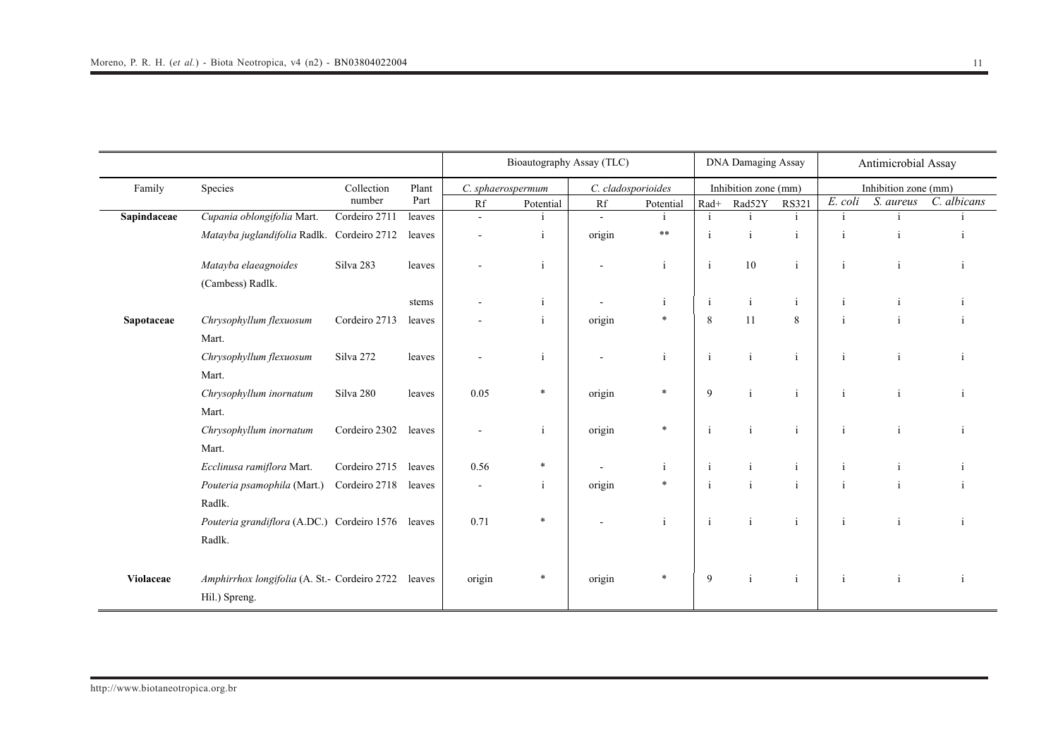| Family | Species | Collection number | Plant Part | Bioautography Assay (TLC) | | | | DNA Damaging Assay | | | Antimicrobial Assay | | |
|---|---|---|---|---|---|---|---|---|---|---|---|---|---|
| | | | | *C. sphaerospermum* | | *C. cladosporioides* | | Inhibition zone (mm) | | | Inhibition zone (mm) | | |
| | | | | Rf | Potential | Rf | Potential | Rad+ | Rad52Y | RS321 | *E. coli* | *S. aureus* | *C. albicans* |
| **Sapindaceae** | *Cupania oblongifolia* Mart. | Cordeiro 2711 | leaves | - | i | - | i | i | i | i | i | i | i |
| | *Matayba juglandifolia* Radlk. | Cordeiro 2712 | leaves | - | i | origin | ** | i | i | i | i | i | i |
| | *Matayba elaeagnoides* (Cambess) Radlk. | Silva 283 | leaves | - | i | - | i | i | 10 | i | i | i | i |
| | | | stems | - | i | - | i | i | i | i | i | i | i |
| **Sapotaceae** | *Chrysophyllum flexuosum* Mart. | Cordeiro 2713 | leaves | - | i | origin | * | 8 | 11 | 8 | i | i | i |
| | *Chrysophyllum flexuosum* Mart. | Silva 272 | leaves | - | i | - | i | i | i | i | i | i | i |
| | *Chrysophyllum inornatum* Mart. | Silva 280 | leaves | 0.05 | * | origin | * | 9 | i | i | i | i | i |
| | *Chrysophyllum inornatum* Mart. | Cordeiro 2302 | leaves | - | i | origin | * | i | i | i | i | i | i |
| | *Ecclinusa ramiflora* Mart. | Cordeiro 2715 | leaves | 0.56 | * | - | i | i | i | i | i | i | i |
| | *Pouteria psamophila* (Mart.) Radlk. | Cordeiro 2718 | leaves | - | i | origin | * | i | i | i | i | i | i |
| | *Pouteria grandiflora* (A.DC.) Radlk. | Cordeiro 1576 | leaves | 0.71 | * | - | i | i | i | i | i | i | i |
| **Violaceae** | *Amphirrhox longifolia* (A. St.-Hil.) Spreng. | Cordeiro 2722 | leaves | origin | * | origin | * | 9 | i | i | i | i | i |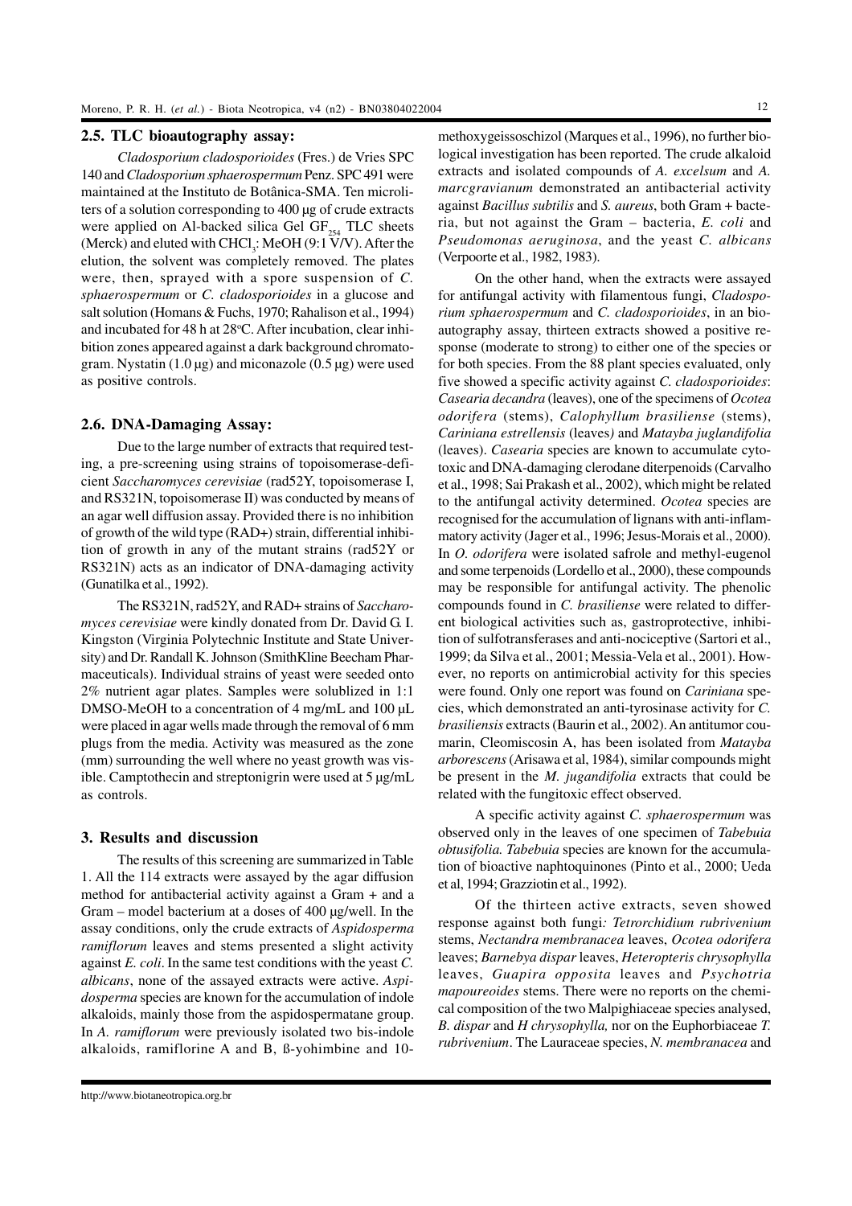### 2.5. TLC bioautography assay:

*Cladosporium cladosporioides* (Fres.) de Vries SPC 140 and *Cladosporium sphaerospermum* Penz. SPC 491 were maintained at the Instituto de Botânica-SMA. Ten microliters of a solution corresponding to 400 µg of crude extracts were applied on Al-backed silica Gel $GF_{254}$ TLC sheets (Merck) and eluted with $CHCl_3$: MeOH (9:1 V/V). After the elution, the solvent was completely removed. The plates were, then, sprayed with a spore suspension of *C. sphaerospermum* or *C. cladosporioides* in a glucose and salt solution (Homans & Fuchs, 1970; Rahalison et al., 1994) and incubated for 48 h at 28°C. After incubation, clear inhibition zones appeared against a dark background chromatogram. Nystatin (1.0 µg) and miconazole (0.5 µg) were used as positive controls.

### 2.6. DNA-Damaging Assay:

Due to the large number of extracts that required testing, a pre-screening using strains of topoisomerase-deficient *Saccharomyces cerevisiae* (rad52Y, topoisomerase I, and RS321N, topoisomerase II) was conducted by means of an agar well diffusion assay. Provided there is no inhibition of growth of the wild type (RAD+) strain, differential inhibition of growth in any of the mutant strains (rad52Y or RS321N) acts as an indicator of DNA-damaging activity (Gunatilka et al., 1992).

The RS321N, rad52Y, and RAD+ strains of *Saccharomyces cerevisiae* were kindly donated from Dr. David G. I. Kingston (Virginia Polytechnic Institute and State University) and Dr. Randall K. Johnson (SmithKline Beecham Pharmaceuticals). Individual strains of yeast were seeded onto 2% nutrient agar plates. Samples were solublized in 1:1 DMSO-MeOH to a concentration of 4 mg/mL and 100 µL were placed in agar wells made through the removal of 6 mm plugs from the media. Activity was measured as the zone (mm) surrounding the well where no yeast growth was visible. Camptothecin and streptonigrin were used at 5 µg/mL as controls.

## 3. Results and discussion

The results of this screening are summarized in Table 1. All the 114 extracts were assayed by the agar diffusion method for antibacterial activity against a Gram + and a Gram – model bacterium at a doses of 400 µg/well. In the assay conditions, only the crude extracts of *Aspidosperma ramiflorum* leaves and stems presented a slight activity against *E. coli*. In the same test conditions with the yeast *C. albicans*, none of the assayed extracts were active. *Aspidosperma* species are known for the accumulation of indole alkaloids, mainly those from the aspidospermatane group. In *A. ramiflorum* were previously isolated two bis-indole alkaloids, ramiflorine A and B, ß-yohimbine and 10-methoxygeissoschizol (Marques et al., 1996), no further biological investigation has been reported. The crude alkaloid extracts and isolated compounds of *A. excelsum* and *A. marcgravianum* demonstrated an antibacterial activity against *Bacillus subtilis* and *S. aureus*, both Gram + bacteria, but not against the Gram – bacteria, *E. coli* and *Pseudomonas aeruginosa*, and the yeast *C. albicans* (Verpoorte et al., 1982, 1983).

On the other hand, when the extracts were assayed for antifungal activity with filamentous fungi, *Cladosporium sphaerospermum* and *C. cladosporioides*, in an bioautography assay, thirteen extracts showed a positive response (moderate to strong) to either one of the species or for both species. From the 88 plant species evaluated, only five showed a specific activity against *C. cladosporioides*: *Casearia decandra* (leaves), one of the specimens of *Ocotea odorifera* (stems), *Calophyllum brasiliense* (stems), *Cariniana estrellensis* (leaves) and *Matayba juglandifolia* (leaves). *Casearia* species are known to accumulate cytotoxic and DNA-damaging clerodane diterpenoids (Carvalho et al., 1998; Sai Prakash et al., 2002), which might be related to the antifungal activity determined. *Ocotea* species are recognised for the accumulation of lignans with anti-inflammatory activity (Jager et al., 1996; Jesus-Morais et al., 2000). In *O. odorifera* were isolated safrole and methyl-eugenol and some terpenoids (Lordello et al., 2000), these compounds may be responsible for antifungal activity. The phenolic compounds found in *C. brasiliense* were related to different biological activities such as, gastroprotective, inhibition of sulfotransferases and anti-nociceptive (Sartori et al., 1999; da Silva et al., 2001; Messia-Vela et al., 2001). However, no reports on antimicrobial activity for this species were found. Only one report was found on *Cariniana* species, which demonstrated an anti-tyrosinase activity for *C. brasiliensis* extracts (Baurin et al., 2002). An antitumor coumarin, Cleomiscosin A, has been isolated from *Matayba arborescens* (Arisawa et al, 1984), similar compounds might be present in the *M. jugandifolia* extracts that could be related with the fungitoxic effect observed.

A specific activity against *C. sphaerospermum* was observed only in the leaves of one specimen of *Tabebuia obtusifolia. Tabebuia* species are known for the accumulation of bioactive naphtoquinones (Pinto et al., 2000; Ueda et al, 1994; Grazziotin et al., 1992).

Of the thirteen active extracts, seven showed response against both fungi*: Tetrorchidium rubrivenium* stems, *Nectandra membranacea* leaves, *Ocotea odorifera* leaves; *Barnebya dispar* leaves, *Heteropteris chrysophylla* leaves, *Guapira opposita* leaves and *Psychotria mapoureoides* stems. There were no reports on the chemical composition of the two Malpighiaceae species analysed, *B. dispar* and *H chrysophylla,* nor on the Euphorbiaceae *T. rubrivenium*. The Lauraceae species, *N. membranacea* and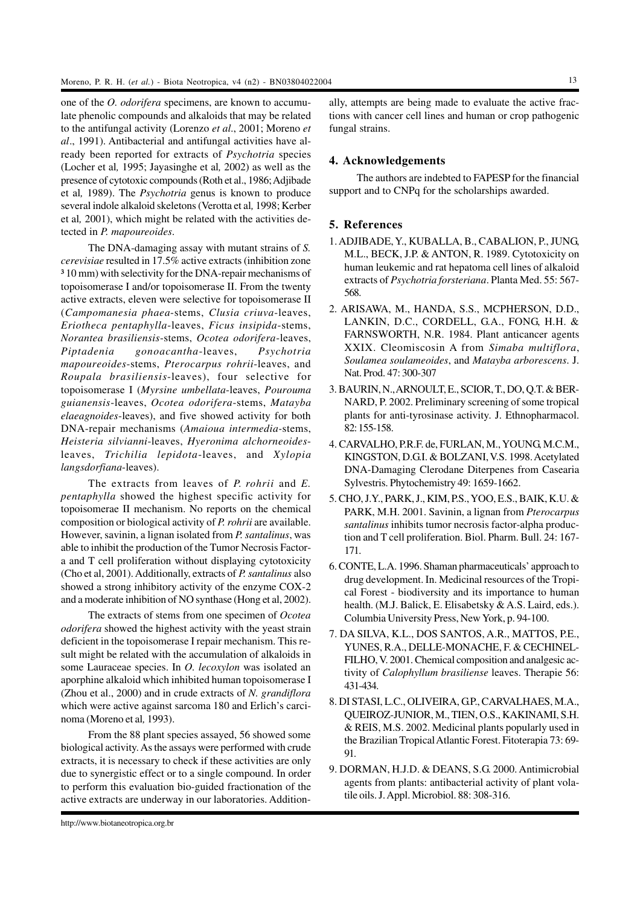one of the *O. odorifera* specimens, are known to accumulate phenolic compounds and alkaloids that may be related to the antifungal activity (Lorenzo *et al*., 2001; Moreno *et al*., 1991). Antibacterial and antifungal activities have already been reported for extracts of *Psychotria* species (Locher et al*,* 1995; Jayasinghe et al*,* 2002) as well as the presence of cytotoxic compounds (Roth et al., 1986; Adjibade et al*,* 1989). The *Psychotria* genus is known to produce several indole alkaloid skeletons (Verotta et al*,* 1998; Kerber et al*,* 2001), which might be related with the activities detected in *P. mapoureoides*.

The DNA-damaging assay with mutant strains of *S. cerevisiae* resulted in 17.5% active extracts (inhibition zone ³ 10 mm) with selectivity for the DNA-repair mechanisms of topoisomerase I and/or topoisomerase II. From the twenty active extracts, eleven were selective for topoisomerase II (*Campomanesia phaea*-stems, *Clusia criuva*-leaves, *Eriotheca pentaphylla*-leaves, *Ficus insipida*-stems, *Norantea brasiliensis*-stems, *Ocotea odorifera*-leaves, *Piptadenia gonoacantha*-leaves, *Psychotria mapoureoides*-stems, *Pterocarpus rohrii*-leaves, and *Roupala brasiliensis*-leaves), four selective for topoisomerase I (*Myrsine umbellata*-leaves, *Pourouma guianensis*-leaves, *Ocotea odorifera*-stems, *Matayba elaeagnoides*-leaves), and five showed activity for both DNA-repair mechanisms (*Amaioua intermedia*-stems, *Heisteria silvianni*-leaves, *Hyeronima alchorneoides*-leaves, *Trichilia lepidota*-leaves, and *Xylopia langsdorfiana*-leaves).

The extracts from leaves of *P. rohrii* and *E. pentaphylla* showed the highest specific activity for topoisomerae II mechanism. No reports on the chemical composition or biological activity of *P. rohrii* are available. However, savinin, a lignan isolated from *P. santalinus*, was able to inhibit the production of the Tumor Necrosis Factor-a and T cell proliferation without displaying cytotoxicity (Cho et al, 2001). Additionally, extracts of *P. santalinus* also showed a strong inhibitory activity of the enzyme COX-2 and a moderate inhibition of NO synthase (Hong et al, 2002).

The extracts of stems from one specimen of *Ocotea odorifera* showed the highest activity with the yeast strain deficient in the topoisomerase I repair mechanism. This result might be related with the accumulation of alkaloids in some Lauraceae species. In *O. lecoxylon* was isolated an aporphine alkaloid which inhibited human topoisomerase I (Zhou et al., 2000) and in crude extracts of *N. grandiflora* which were active against sarcoma 180 and Erlich's carcinoma (Moreno et al*,* 1993).

From the 88 plant species assayed, 56 showed some biological activity. As the assays were performed with crude extracts, it is necessary to check if these activities are only due to synergistic effect or to a single compound. In order to perform this evaluation bio-guided fractionation of the active extracts are underway in our laboratories. Additionally, attempts are being made to evaluate the active fractions with cancer cell lines and human or crop pathogenic fungal strains.

## 4. Acknowledgements

The authors are indebted to FAPESP for the financial support and to CNPq for the scholarships awarded.

## 5. References

1. ADJIBADE, Y., KUBALLA, B., CABALION, P., JUNG, M.L., BECK, J.P. & ANTON, R. 1989. Cytotoxicity on human leukemic and rat hepatoma cell lines of alkaloid extracts of *Psychotria forsteriana*. Planta Med. 55: 567-568.
2. ARISAWA, M., HANDA, S.S., MCPHERSON, D.D., LANKIN, D.C., CORDELL, G.A., FONG, H.H. & FARNSWORTH, N.R. 1984. Plant anticancer agents XXIX. Cleomiscosin A from *Simaba multiflora*, *Soulamea soulameoides*, and *Matayba arborescens*. J. Nat. Prod. 47: 300-307
3. BAURIN, N., ARNOULT, E., SCIOR, T., DO, Q.T. & BERNARD, P. 2002. Preliminary screening of some tropical plants for anti-tyrosinase activity. J. Ethnopharmacol. 82: 155-158.
4. CARVALHO, P.R.F. de, FURLAN, M., YOUNG, M.C.M., KINGSTON, D.G.I. & BOLZANI, V.S. 1998. Acetylated DNA-Damaging Clerodane Diterpenes from Casearia Sylvestris. Phytochemistry 49: 1659-1662.
5. CHO, J.Y., PARK, J., KIM, P.S., YOO, E.S., BAIK, K.U. & PARK, M.H. 2001. Savinin, a lignan from *Pterocarpus santalinus* inhibits tumor necrosis factor-alpha production and T cell proliferation. Biol. Pharm. Bull. 24: 167-171.
6. CONTE, L.A. 1996. Shaman pharmaceuticals' approach to drug development. In. Medicinal resources of the Tropical Forest - biodiversity and its importance to human health. (M.J. Balick, E. Elisabetsky & A.S. Laird, eds.). Columbia University Press, New York, p. 94-100.
7. DA SILVA, K.L., DOS SANTOS, A.R., MATTOS, P.E., YUNES, R.A., DELLE-MONACHE, F. & CECHINEL-FILHO, V. 2001. Chemical composition and analgesic activity of *Calophyllum brasiliense* leaves. Therapie 56: 431-434.
8. DI STASI, L.C., OLIVEIRA, G.P., CARVALHAES, M.A., QUEIROZ-JUNIOR, M., TIEN, O.S., KAKINAMI, S.H. & REIS, M.S. 2002. Medicinal plants popularly used in the Brazilian Tropical Atlantic Forest. Fitoterapia 73: 69-91.
9. DORMAN, H.J.D. & DEANS, S.G. 2000. Antimicrobial agents from plants: antibacterial activity of plant volatile oils. J. Appl. Microbiol. 88: 308-316.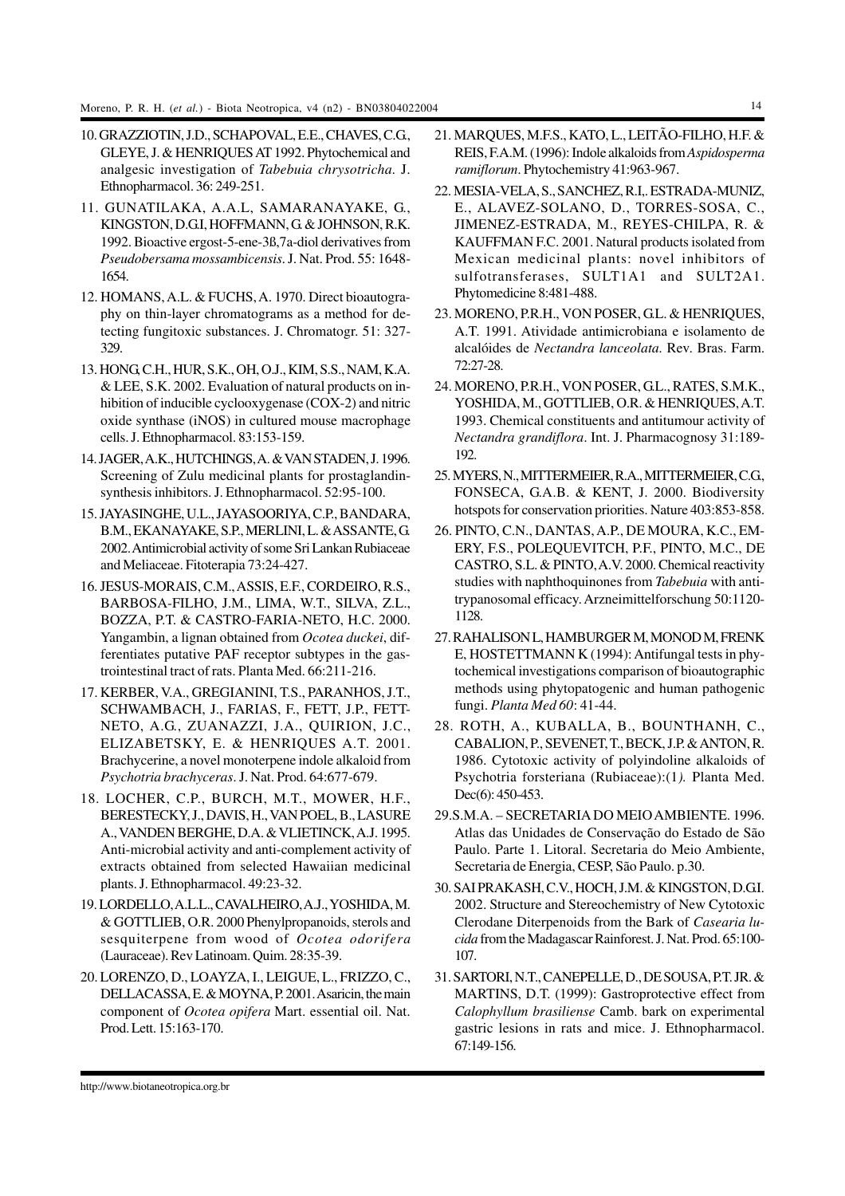10. GRAZZIOTIN, J.D., SCHAPOVAL, E.E., CHAVES, C.G., GLEYE, J. & HENRIQUES AT 1992. Phytochemical and analgesic investigation of *Tabebuia chrysotricha*. J. Ethnopharmacol. 36: 249-251.

11. GUNATILAKA, A.A.L, SAMARANAYAKE, G., KINGSTON, D.G.I, HOFFMANN, G. & JOHNSON, R.K. 1992. Bioactive ergost-5-ene-3ß,7a-diol derivatives from *Pseudobersama mossambicensis*. J. Nat. Prod. 55: 1648-1654.

12. HOMANS, A.L. & FUCHS, A. 1970. Direct bioautography on thin-layer chromatograms as a method for detecting fungitoxic substances. J. Chromatogr. 51: 327-329.

13. HONG, C.H., HUR, S.K., OH, O.J., KIM, S.S., NAM, K.A. & LEE, S.K. 2002. Evaluation of natural products on inhibition of inducible cyclooxygenase (COX-2) and nitric oxide synthase (iNOS) in cultured mouse macrophage cells. J. Ethnopharmacol. 83:153-159.

14. JAGER, A.K., HUTCHINGS, A. & VAN STADEN, J. 1996. Screening of Zulu medicinal plants for prostaglandin-synthesis inhibitors. J. Ethnopharmacol. 52:95-100.

15. JAYASINGHE, U.L., JAYASOORIYA, C.P., BANDARA, B.M., EKANAYAKE, S.P., MERLINI, L. & ASSANTE, G. 2002. Antimicrobial activity of some Sri Lankan Rubiaceae and Meliaceae. Fitoterapia 73:24-427.

16. JESUS-MORAIS, C.M., ASSIS, E.F., CORDEIRO, R.S., BARBOSA-FILHO, J.M., LIMA, W.T., SILVA, Z.L., BOZZA, P.T. & CASTRO-FARIA-NETO, H.C. 2000. Yangambin, a lignan obtained from *Ocotea duckei*, differentiates putative PAF receptor subtypes in the gastrointestinal tract of rats. Planta Med. 66:211-216.

17. KERBER, V.A., GREGIANINI, T.S., PARANHOS, J.T., SCHWAMBACH, J., FARIAS, F., FETT, J.P., FETT-NETO, A.G., ZUANAZZI, J.A., QUIRION, J.C., ELIZABETSKY, E. & HENRIQUES A.T. 2001. Brachycerine, a novel monoterpene indole alkaloid from *Psychotria brachyceras*. J. Nat. Prod. 64:677-679.

18. LOCHER, C.P., BURCH, M.T., MOWER, H.F., BERESTECKY, J., DAVIS, H., VAN POEL, B., LASURE A., VANDEN BERGHE, D.A. & VLIETINCK, A.J. 1995. Anti-microbial activity and anti-complement activity of extracts obtained from selected Hawaiian medicinal plants. J. Ethnopharmacol. 49:23-32.

19. LORDELLO, A.L.L., CAVALHEIRO, A.J., YOSHIDA, M. & GOTTLIEB, O.R. 2000 Phenylpropanoids, sterols and sesquiterpene from wood of *Ocotea odorifera* (Lauraceae). Rev Latinoam. Quim. 28:35-39.

20. LORENZO, D., LOAYZA, I., LEIGUE, L., FRIZZO, C., DELLACASSA, E. & MOYNA, P. 2001. Asaricin, the main component of *Ocotea opifera* Mart. essential oil. Nat. Prod. Lett. 15:163-170.

21. MARQUES, M.F.S., KATO, L., LEITÃO-FILHO, H.F. & REIS, F.A.M. (1996): Indole alkaloids from *Aspidosperma ramiflorum*. Phytochemistry 41:963-967.

22. MESIA-VELA, S., SANCHEZ, R.I,. ESTRADA-MUNIZ, E., ALAVEZ-SOLANO, D., TORRES-SOSA, C., JIMENEZ-ESTRADA, M., REYES-CHILPA, R. & KAUFFMAN F.C. 2001. Natural products isolated from Mexican medicinal plants: novel inhibitors of sulfotransferases, SULT1A1 and SULT2A1. Phytomedicine 8:481-488.

23. MORENO, P.R.H., VON POSER, G.L. & HENRIQUES, A.T. 1991. Atividade antimicrobiana e isolamento de alcalóides de *Nectandra lanceolata*. Rev. Bras. Farm. 72:27-28.

24. MORENO, P.R.H., VON POSER, G.L., RATES, S.M.K., YOSHIDA, M., GOTTLIEB, O.R. & HENRIQUES, A.T. 1993. Chemical constituents and antitumour activity of *Nectandra grandiflora*. Int. J. Pharmacognosy 31:189-192.

25. MYERS, N., MITTERMEIER, R.A., MITTERMEIER, C.G., FONSECA, G.A.B. & KENT, J. 2000. Biodiversity hotspots for conservation priorities. Nature 403:853-858.

26. PINTO, C.N., DANTAS, A.P., DE MOURA, K.C., EMERY, F.S., POLEQUEVITCH, P.F., PINTO, M.C., DE CASTRO, S.L. & PINTO, A.V. 2000. Chemical reactivity studies with naphthoquinones from *Tabebuia* with anti-trypanosomal efficacy. Arzneimittelforschung 50:1120-1128.

27. RAHALISON L, HAMBURGER M, MONOD M, FRENK E, HOSTETTMANN K (1994): Antifungal tests in phytochemical investigations comparison of bioautographic methods using phytopatogenic and human pathogenic fungi. *Planta Med 60*: 41-44.

28. ROTH, A., KUBALLA, B., BOUNTHANH, C., CABALION, P., SEVENET, T., BECK, J.P. & ANTON, R. 1986. Cytotoxic activity of polyindoline alkaloids of Psychotria forsteriana (Rubiaceae):(1*)*. Planta Med. Dec(6): 450-453.

29. S.M.A. – SECRETARIA DO MEIO AMBIENTE. 1996. Atlas das Unidades de Conservação do Estado de São Paulo. Parte 1. Litoral. Secretaria do Meio Ambiente, Secretaria de Energia, CESP, São Paulo. p.30.

30. SAI PRAKASH, C.V., HOCH, J.M. & KINGSTON, D.G.I. 2002. Structure and Stereochemistry of New Cytotoxic Clerodane Diterpenoids from the Bark of *Casearia lucida* from the Madagascar Rainforest. J. Nat. Prod. 65:100-107.

31. SARTORI, N.T., CANEPELLE, D., DE SOUSA, P.T. JR. & MARTINS, D.T. (1999): Gastroprotective effect from *Calophyllum brasiliense* Camb. bark on experimental gastric lesions in rats and mice. J. Ethnopharmacol. 67:149-156.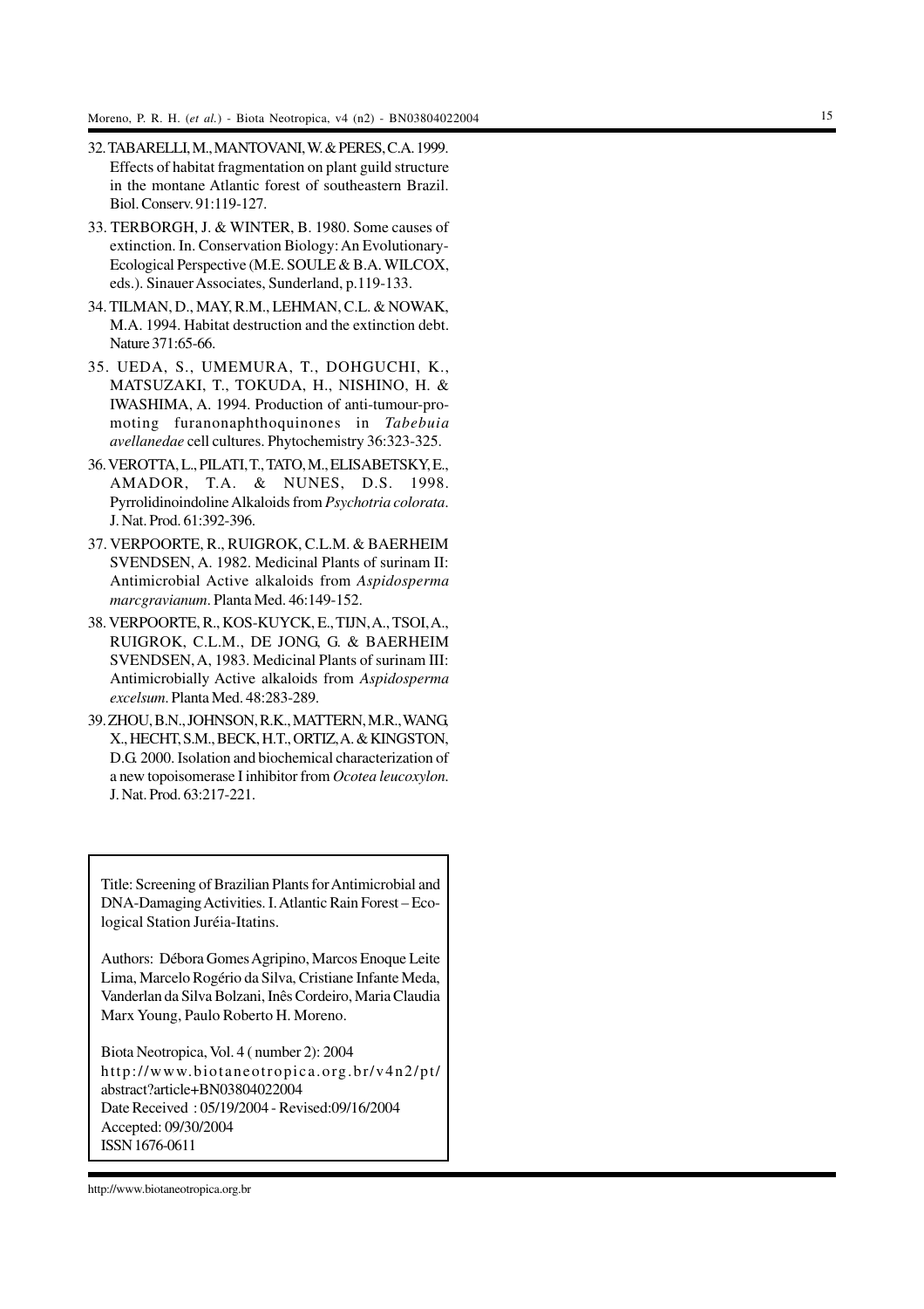32. TABARELLI, M., MANTOVANI, W. & PERES, C.A. 1999. Effects of habitat fragmentation on plant guild structure in the montane Atlantic forest of southeastern Brazil. Biol. Conserv. 91:119-127.

33. TERBORGH, J. & WINTER, B. 1980. Some causes of extinction. In. Conservation Biology: An Evolutionary-Ecological Perspective (M.E. SOULE & B.A. WILCOX, eds.). Sinauer Associates, Sunderland, p.119-133.

34. TILMAN, D., MAY, R.M., LEHMAN, C.L. & NOWAK, M.A. 1994. Habitat destruction and the extinction debt. Nature 371:65-66.

35. UEDA, S., UMEMURA, T., DOHGUCHI, K., MATSUZAKI, T., TOKUDA, H., NISHINO, H. & IWASHIMA, A. 1994. Production of anti-tumour-promoting furanonaphthoquinones in *Tabebuia avellanedae* cell cultures. Phytochemistry 36:323-325.

36. VEROTTA, L., PILATI, T., TATO, M., ELISABETSKY, E., AMADOR, T.A. & NUNES, D.S. 1998. Pyrrolidinoindoline Alkaloids from *Psychotria colorata*. J. Nat. Prod. 61:392-396.

37. VERPOORTE, R., RUIGROK, C.L.M. & BAERHEIM SVENDSEN, A. 1982. Medicinal Plants of surinam II: Antimicrobial Active alkaloids from *Aspidosperma marcgravianum*. Planta Med. 46:149-152.

38. VERPOORTE, R., KOS-KUYCK, E., TIJN, A., TSOI, A., RUIGROK, C.L.M., DE JONG, G. & BAERHEIM SVENDSEN, A, 1983. Medicinal Plants of surinam III: Antimicrobially Active alkaloids from *Aspidosperma excelsum*. Planta Med. 48:283-289.

39. ZHOU, B.N., JOHNSON, R.K., MATTERN, M.R., WANG, X., HECHT, S.M., BECK, H.T., ORTIZ, A. & KINGSTON, D.G. 2000. Isolation and biochemical characterization of a new topoisomerase I inhibitor from *Ocotea leucoxylon*. J. Nat. Prod. 63:217-221.

---

Title: Screening of Brazilian Plants for Antimicrobial and DNA-Damaging Activities. I. Atlantic Rain Forest – Ecological Station Juréia-Itatins.

Authors: Débora Gomes Agripino, Marcos Enoque Leite Lima, Marcelo Rogério da Silva, Cristiane Infante Meda, Vanderlan da Silva Bolzani, Inês Cordeiro, Maria Claudia Marx Young, Paulo Roberto H. Moreno.

Biota Neotropica, Vol. 4 ( number 2): 2004
http://www.biotaneotropica.org.br/v4n2/pt/abstract?article+BN03804022004
Date Received : 05/19/2004 - Revised:09/16/2004
Accepted: 09/30/2004
ISSN 1676-0611